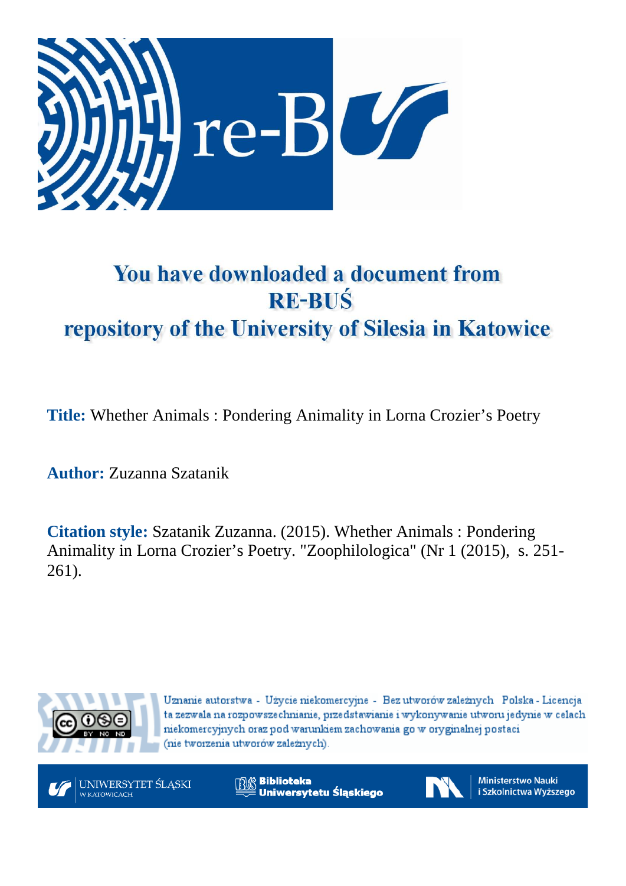# You have downloaded a document from RE-BUŚ repository of the University of Silesia in Katowice

**Title:** Whether Animals : Pondering Animality in Lorna Crozier's Poetry

**Author:** Zuzanna Szatanik

**Citation style:** Szatanik Zuzanna. (2015). Whether Animals : Pondering Animality in Lorna Crozier's Poetry. "Zoophilologica" (Nr 1 (2015), s. 251-261).

Uznanie autorstwa - Użycie niekomercyjne - Bez utworów zależnych Polska - Licencja ta zezwala na rozpowszechnianie, przedstawianie i wykonywanie utworu jedynie w celach niekomercyjnych oraz pod warunkiem zachowania go w oryginalnej postaci (nie tworzenia utworów zależnych).

UNIWERSYTET ŚLĄSKI W KATOWICACH

Biblioteka Uniwersytetu Śląskiego

Ministerstwo Nauki i Szkolnictwa Wyższego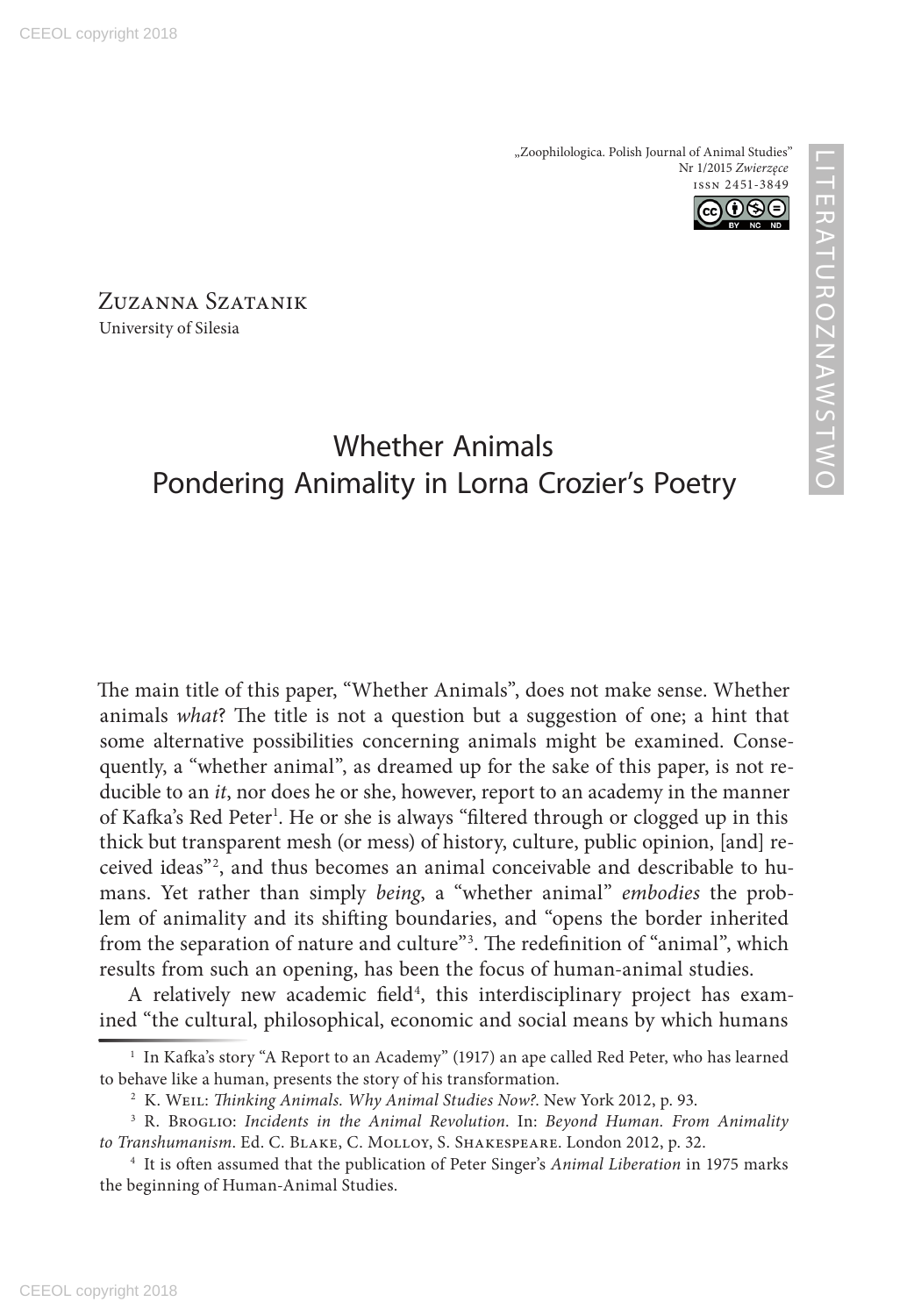Zuzanna Szatanik
University of Silesia

# Whether Animals
## Pondering Animality in Lorna Crozier's Poetry

The main title of this paper, "Whether Animals", does not make sense. Whether animals *what*? The title is not a question but a suggestion of one; a hint that some alternative possibilities concerning animals might be examined. Consequently, a "whether animal", as dreamed up for the sake of this paper, is not reducible to an *it*, nor does he or she, however, report to an academy in the manner of Kafka's Red Peter[1]. He or she is always "filtered through or clogged up in this thick but transparent mesh (or mess) of history, culture, public opinion, [and] received ideas"[2], and thus becomes an animal conceivable and describable to humans. Yet rather than simply *being*, a "whether animal" *embodies* the problem of animality and its shifting boundaries, and "opens the border inherited from the separation of nature and culture"[3]. The redefinition of "animal", which results from such an opening, has been the focus of human-animal studies.

A relatively new academic field[4], this interdisciplinary project has examined "the cultural, philosophical, economic and social means by which humans

[1] In Kafka's story "A Report to an Academy" (1917) an ape called Red Peter, who has learned to behave like a human, presents the story of his transformation.

[2] K. Weil: *Thinking Animals. Why Animal Studies Now?*. New York 2012, p. 93.

[3] R. Broglio: *Incidents in the Animal Revolution*. In: *Beyond Human. From Animality to Transhumanism*. Ed. C. Blake, C. Molloy, S. Shakespeare. London 2012, p. 32.

[4] It is often assumed that the publication of Peter Singer's *Animal Liberation* in 1975 marks the beginning of Human-Animal Studies.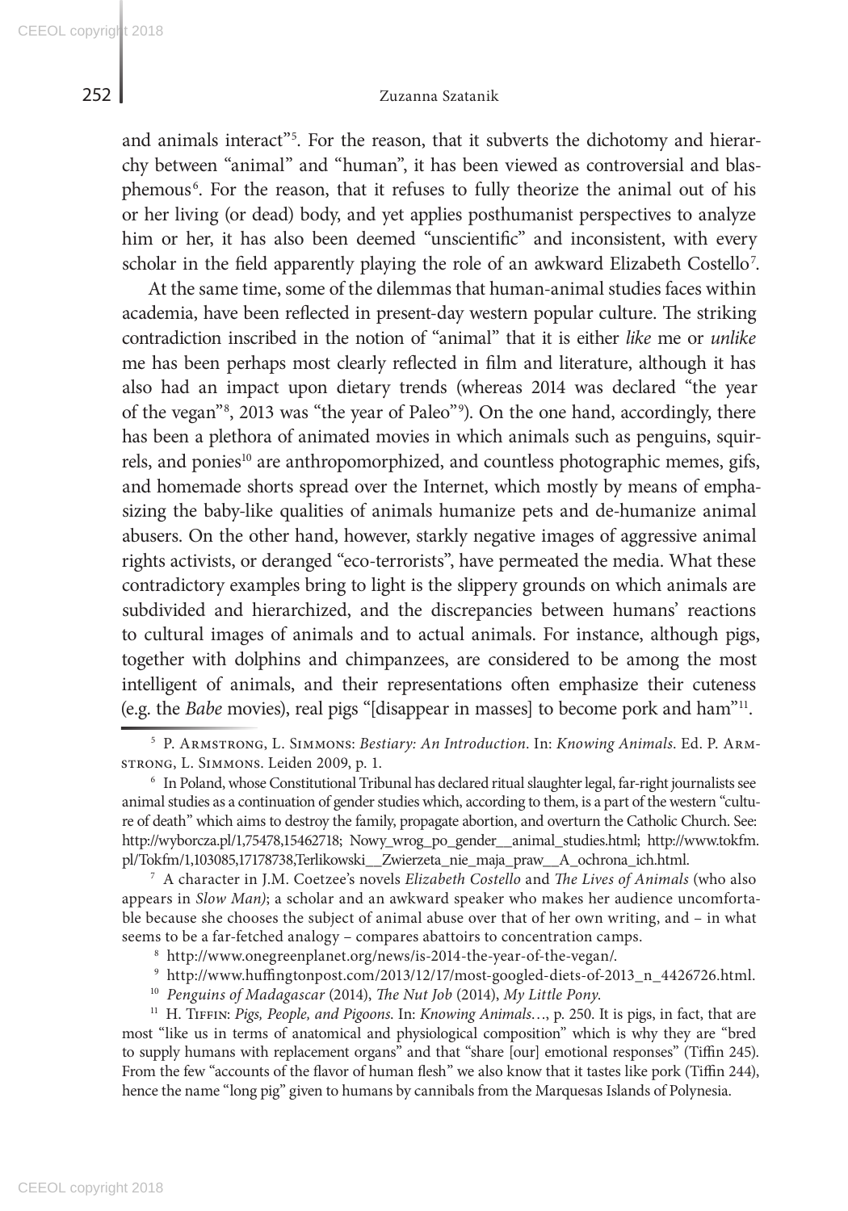and animals interact"[5]. For the reason, that it subverts the dichotomy and hierarchy between "animal" and "human", it has been viewed as controversial and blasphemous[6]. For the reason, that it refuses to fully theorize the animal out of his or her living (or dead) body, and yet applies posthumanist perspectives to analyze him or her, it has also been deemed "unscientific" and inconsistent, with every scholar in the field apparently playing the role of an awkward Elizabeth Costello[7].

At the same time, some of the dilemmas that human-animal studies faces within academia, have been reflected in present-day western popular culture. The striking contradiction inscribed in the notion of "animal" that it is either *like* me or *unlike* me has been perhaps most clearly reflected in film and literature, although it has also had an impact upon dietary trends (whereas 2014 was declared "the year of the vegan"[8], 2013 was "the year of Paleo"[9]). On the one hand, accordingly, there has been a plethora of animated movies in which animals such as penguins, squirrels, and ponies[10] are anthropomorphized, and countless photographic memes, gifs, and homemade shorts spread over the Internet, which mostly by means of emphasizing the baby-like qualities of animals humanize pets and de-humanize animal abusers. On the other hand, however, starkly negative images of aggressive animal rights activists, or deranged "eco-terrorists", have permeated the media. What these contradictory examples bring to light is the slippery grounds on which animals are subdivided and hierarchized, and the discrepancies between humans' reactions to cultural images of animals and to actual animals. For instance, although pigs, together with dolphins and chimpanzees, are considered to be among the most intelligent of animals, and their representations often emphasize their cuteness (e.g. the *Babe* movies), real pigs "[disappear in masses] to become pork and ham"[11].

---

[5] P. Armstrong, L. Simmons: *Bestiary: An Introduction*. In: *Knowing Animals*. Ed. P. Armstrong, L. Simmons. Leiden 2009, p. 1.

[6] In Poland, whose Constitutional Tribunal has declared ritual slaughter legal, far-right journalists see animal studies as a continuation of gender studies which, according to them, is a part of the western "culture of death" which aims to destroy the family, propagate abortion, and overturn the Catholic Church. See: http://wyborcza.pl/1,75478,15462718; Nowy_wrog_po_gender__animal_studies.html; http://www.tokfm.pl/Tokfm/1,103085,17178738,Terlikowski__Zwierzeta_nie_maja_praw__A_ochrona_ich.html.

[7] A character in J.M. Coetzee's novels *Elizabeth Costello* and *The Lives of Animals* (who also appears in *Slow Man)*; a scholar and an awkward speaker who makes her audience uncomfortable because she chooses the subject of animal abuse over that of her own writing, and – in what seems to be a far-fetched analogy – compares abattoirs to concentration camps.

[8] http://www.onegreenplanet.org/news/is-2014-the-year-of-the-vegan/.

[9] http://www.huffingtonpost.com/2013/12/17/most-googled-diets-of-2013_n_4426726.html.

[10] *Penguins of Madagascar* (2014), *The Nut Job* (2014), *My Little Pony*.

[11] H. Tiffin: *Pigs, People, and Pigoons*. In: *Knowing Animals…*, p. 250. It is pigs, in fact, that are most "like us in terms of anatomical and physiological composition" which is why they are "bred to supply humans with replacement organs" and that "share [our] emotional responses" (Tiffin 245). From the few "accounts of the flavor of human flesh" we also know that it tastes like pork (Tiffin 244), hence the name "long pig" given to humans by cannibals from the Marquesas Islands of Polynesia.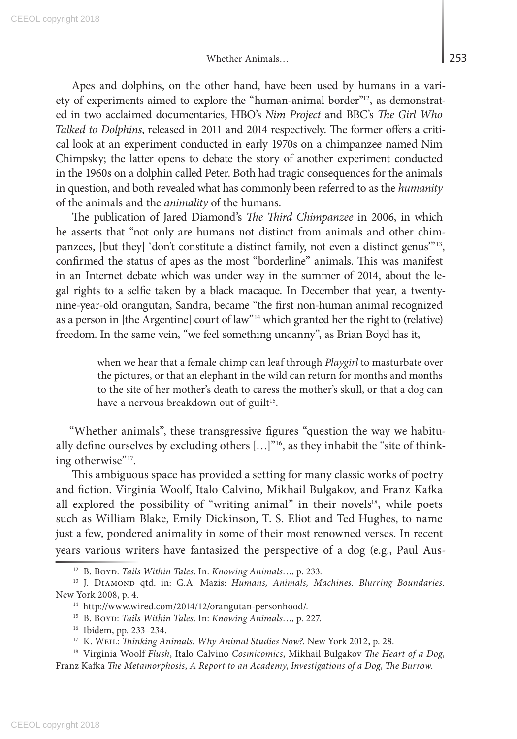Apes and dolphins, on the other hand, have been used by humans in a variety of experiments aimed to explore the "human-animal border"[12], as demonstrated in two acclaimed documentaries, HBO's *Nim Project* and BBC's *The Girl Who Talked to Dolphins*, released in 2011 and 2014 respectively. The former offers a critical look at an experiment conducted in early 1970s on a chimpanzee named Nim Chimpsky; the latter opens to debate the story of another experiment conducted in the 1960s on a dolphin called Peter. Both had tragic consequences for the animals in question, and both revealed what has commonly been referred to as the *humanity* of the animals and the *animality* of the humans.

The publication of Jared Diamond's *The Third Chimpanzee* in 2006, in which he asserts that "not only are humans not distinct from animals and other chimpanzees, [but they] 'don't constitute a distinct family, not even a distinct genus'"[13], confirmed the status of apes as the most "borderline" animals. This was manifest in an Internet debate which was under way in the summer of 2014, about the legal rights to a selfie taken by a black macaque. In December that year, a twenty-nine-year-old orangutan, Sandra, became "the first non-human animal recognized as a person in [the Argentine] court of law"[14] which granted her the right to (relative) freedom. In the same vein, "we feel something uncanny", as Brian Boyd has it,

> when we hear that a female chimp can leaf through *Playgirl* to masturbate over the pictures, or that an elephant in the wild can return for months and months to the site of her mother's death to caress the mother's skull, or that a dog can have a nervous breakdown out of guilt[15].

"Whether animals", these transgressive figures "question the way we habitually define ourselves by excluding others […]"[16], as they inhabit the "site of thinking otherwise"[17].

This ambiguous space has provided a setting for many classic works of poetry and fiction. Virginia Woolf, Italo Calvino, Mikhail Bulgakov, and Franz Kafka all explored the possibility of "writing animal" in their novels[18], while poets such as William Blake, Emily Dickinson, T. S. Eliot and Ted Hughes, to name just a few, pondered animality in some of their most renowned verses. In recent years various writers have fantasized the perspective of a dog (e.g., Paul Aus-

---

[12] B. Boyd: *Tails Within Tales*. In: *Knowing Animals…*, p. 233.

[13] J. Diamond qtd. in: G.A. Mazis: *Humans, Animals, Machines. Blurring Boundaries*. New York 2008, p. 4.

[14] http://www.wired.com/2014/12/orangutan-personhood/.

[15] B. Boyd: *Tails Within Tales*. In: *Knowing Animals…*, p. 227.

[16] Ibidem, pp. 233–234.

[17] K. Weil: *Thinking Animals. Why Animal Studies Now?*. New York 2012, p. 28.

[18] Virginia Woolf *Flush*, Italo Calvino *Cosmicomics*, Mikhail Bulgakov *The Heart of a Dog*, Franz Kafka *The Metamorphosis*, *A Report to an Academy*, *Investigations of a Dog*, *The Burrow*.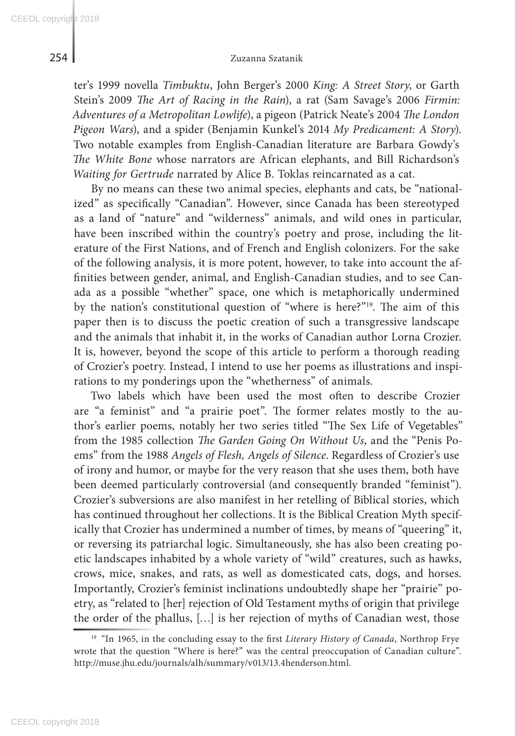ter's 1999 novella *Timbuktu*, John Berger's 2000 *King: A Street Story*, or Garth Stein's 2009 *The Art of Racing in the Rain*), a rat (Sam Savage's 2006 *Firmin: Adventures of a Metropolitan Lowlife*), a pigeon (Patrick Neate's 2004 *The London Pigeon Wars*), and a spider (Benjamin Kunkel's 2014 *My Predicament: A Story*). Two notable examples from English-Canadian literature are Barbara Gowdy's *The White Bone* whose narrators are African elephants, and Bill Richardson's *Waiting for Gertrude* narrated by Alice B. Toklas reincarnated as a cat.

By no means can these two animal species, elephants and cats, be "nationalized" as specifically "Canadian". However, since Canada has been stereotyped as a land of "nature" and "wilderness" animals, and wild ones in particular, have been inscribed within the country's poetry and prose, including the literature of the First Nations, and of French and English colonizers. For the sake of the following analysis, it is more potent, however, to take into account the affinities between gender, animal, and English-Canadian studies, and to see Canada as a possible "whether" space, one which is metaphorically undermined by the nation's constitutional question of "where is here?"[19]. The aim of this paper then is to discuss the poetic creation of such a transgressive landscape and the animals that inhabit it, in the works of Canadian author Lorna Crozier. It is, however, beyond the scope of this article to perform a thorough reading of Crozier's poetry. Instead, I intend to use her poems as illustrations and inspirations to my ponderings upon the "whetherness" of animals.

Two labels which have been used the most often to describe Crozier are "a feminist" and "a prairie poet". The former relates mostly to the author's earlier poems, notably her two series titled "The Sex Life of Vegetables" from the 1985 collection *The Garden Going On Without Us*, and the "Penis Poems" from the 1988 *Angels of Flesh, Angels of Silence*. Regardless of Crozier's use of irony and humor, or maybe for the very reason that she uses them, both have been deemed particularly controversial (and consequently branded "feminist"). Crozier's subversions are also manifest in her retelling of Biblical stories, which has continued throughout her collections. It is the Biblical Creation Myth specifically that Crozier has undermined a number of times, by means of "queering" it, or reversing its patriarchal logic. Simultaneously, she has also been creating poetic landscapes inhabited by a whole variety of "wild" creatures, such as hawks, crows, mice, snakes, and rats, as well as domesticated cats, dogs, and horses. Importantly, Crozier's feminist inclinations undoubtedly shape her "prairie" poetry, as "related to [her] rejection of Old Testament myths of origin that privilege the order of the phallus, […] is her rejection of myths of Canadian west, those

[19] "In 1965, in the concluding essay to the first *Literary History of Canada*, Northrop Frye wrote that the question "Where is here?" was the central preoccupation of Canadian culture". http://muse.jhu.edu/journals/alh/summary/v013/13.4henderson.html.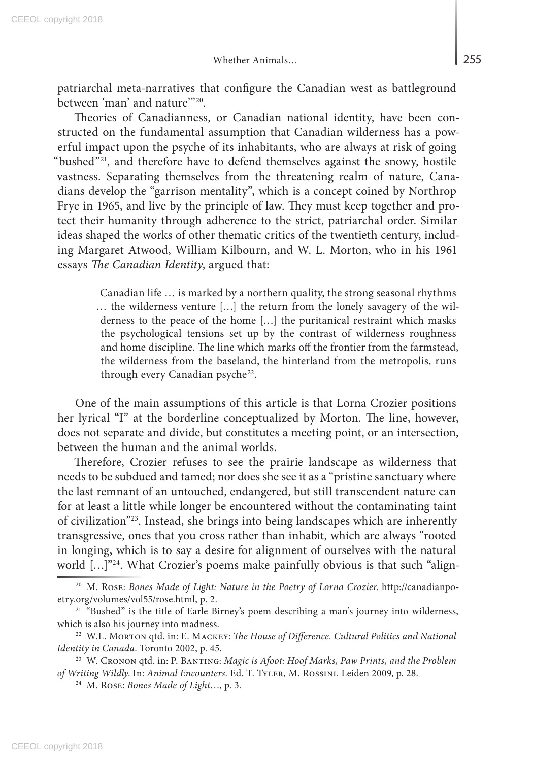patriarchal meta-narratives that configure the Canadian west as battleground between 'man' and nature'"[20].

Theories of Canadianness, or Canadian national identity, have been constructed on the fundamental assumption that Canadian wilderness has a powerful impact upon the psyche of its inhabitants, who are always at risk of going "bushed"[21], and therefore have to defend themselves against the snowy, hostile vastness. Separating themselves from the threatening realm of nature, Canadians develop the "garrison mentality", which is a concept coined by Northrop Frye in 1965, and live by the principle of law. They must keep together and protect their humanity through adherence to the strict, patriarchal order. Similar ideas shaped the works of other thematic critics of the twentieth century, including Margaret Atwood, William Kilbourn, and W. L. Morton, who in his 1961 essays *The Canadian Identity*, argued that:

> Canadian life … is marked by a northern quality, the strong seasonal rhythms … the wilderness venture […] the return from the lonely savagery of the wilderness to the peace of the home […] the puritanical restraint which masks the psychological tensions set up by the contrast of wilderness roughness and home discipline. The line which marks off the frontier from the farmstead, the wilderness from the baseland, the hinterland from the metropolis, runs through every Canadian psyche[22].

One of the main assumptions of this article is that Lorna Crozier positions her lyrical "I" at the borderline conceptualized by Morton. The line, however, does not separate and divide, but constitutes a meeting point, or an intersection, between the human and the animal worlds.

Therefore, Crozier refuses to see the prairie landscape as wilderness that needs to be subdued and tamed; nor does she see it as a "pristine sanctuary where the last remnant of an untouched, endangered, but still transcendent nature can for at least a little while longer be encountered without the contaminating taint of civilization"[23]. Instead, she brings into being landscapes which are inherently transgressive, ones that you cross rather than inhabit, which are always "rooted in longing, which is to say a desire for alignment of ourselves with the natural world […]"[24]. What Crozier's poems make painfully obvious is that such "align-

---

[20] M. Rose: *Bones Made of Light: Nature in the Poetry of Lorna Crozier*. http://canadianpoetry.org/volumes/vol55/rose.html, p. 2.

[21] "Bushed" is the title of Earle Birney's poem describing a man's journey into wilderness, which is also his journey into madness.

[22] W.L. Morton qtd. in: E. Mackey: *The House of Difference. Cultural Politics and National Identity in Canada*. Toronto 2002, p. 45.

[23] W. Cronon qtd. in: P. Banting: *Magic is Afoot: Hoof Marks, Paw Prints, and the Problem of Writing Wildly*. In: *Animal Encounters*. Ed. T. Tyler, M. Rossini. Leiden 2009, p. 28.

[24] M. Rose: *Bones Made of Light*…, p. 3.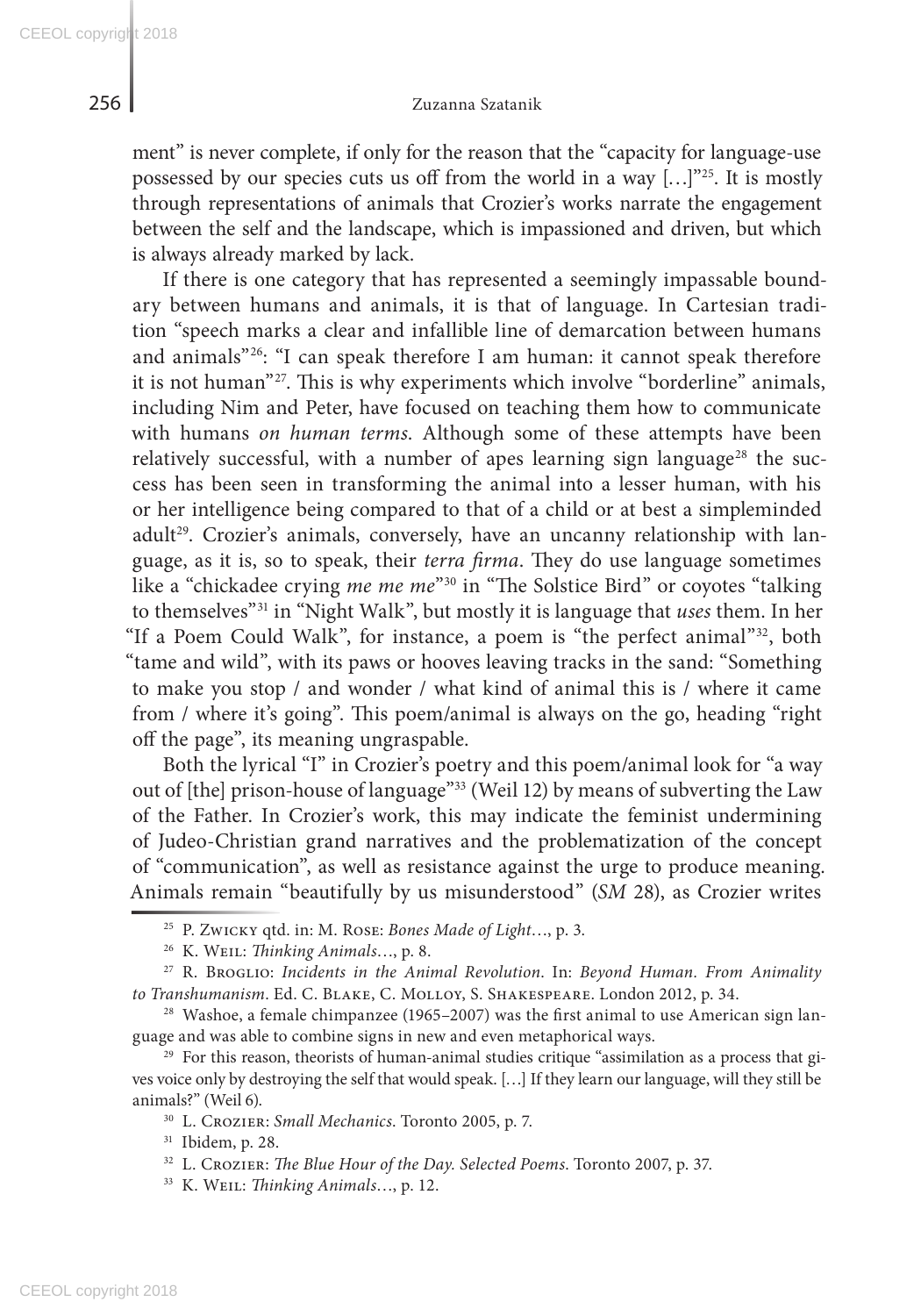ment" is never complete, if only for the reason that the "capacity for language-use possessed by our species cuts us off from the world in a way […]"[25]. It is mostly through representations of animals that Crozier's works narrate the engagement between the self and the landscape, which is impassioned and driven, but which is always already marked by lack.

If there is one category that has represented a seemingly impassable boundary between humans and animals, it is that of language. In Cartesian tradition "speech marks a clear and infallible line of demarcation between humans and animals"[26]: "I can speak therefore I am human: it cannot speak therefore it is not human"[27]. This is why experiments which involve "borderline" animals, including Nim and Peter, have focused on teaching them how to communicate with humans *on human terms*. Although some of these attempts have been relatively successful, with a number of apes learning sign language[28] the success has been seen in transforming the animal into a lesser human, with his or her intelligence being compared to that of a child or at best a simpleminded adult[29]. Crozier's animals, conversely, have an uncanny relationship with language, as it is, so to speak, their *terra firma*. They do use language sometimes like a "chickadee crying *me me me*"[30] in "The Solstice Bird" or coyotes "talking to themselves"[31] in "Night Walk", but mostly it is language that *uses* them. In her "If a Poem Could Walk", for instance, a poem is "the perfect animal"[32], both "tame and wild", with its paws or hooves leaving tracks in the sand: "Something to make you stop / and wonder / what kind of animal this is / where it came from / where it's going". This poem/animal is always on the go, heading "right off the page", its meaning ungraspable.

Both the lyrical "I" in Crozier's poetry and this poem/animal look for "a way out of [the] prison-house of language"[33] (Weil 12) by means of subverting the Law of the Father. In Crozier's work, this may indicate the feminist undermining of Judeo-Christian grand narratives and the problematization of the concept of "communication", as well as resistance against the urge to produce meaning. Animals remain "beautifully by us misunderstood" (*SM* 28), as Crozier writes

---

[25] P. Zwicky qtd. in: M. Rose: *Bones Made of Light*…, p. 3.

[26] K. Weil: *Thinking Animals*…, p. 8.

[27] R. Broglio: *Incidents in the Animal Revolution*. In: *Beyond Human. From Animality to Transhumanism*. Ed. C. Blake, C. Molloy, S. Shakespeare. London 2012, p. 34.

[28] Washoe, a female chimpanzee (1965–2007) was the first animal to use American sign language and was able to combine signs in new and even metaphorical ways.

[29] For this reason, theorists of human-animal studies critique "assimilation as a process that gives voice only by destroying the self that would speak. […] If they learn our language, will they still be animals?" (Weil 6).

[30] L. Crozier: *Small Mechanics*. Toronto 2005, p. 7.

[31] Ibidem, p. 28.

[32] L. Crozier: *The Blue Hour of the Day. Selected Poems*. Toronto 2007, p. 37.

[33] K. Weil: *Thinking Animals*…, p. 12.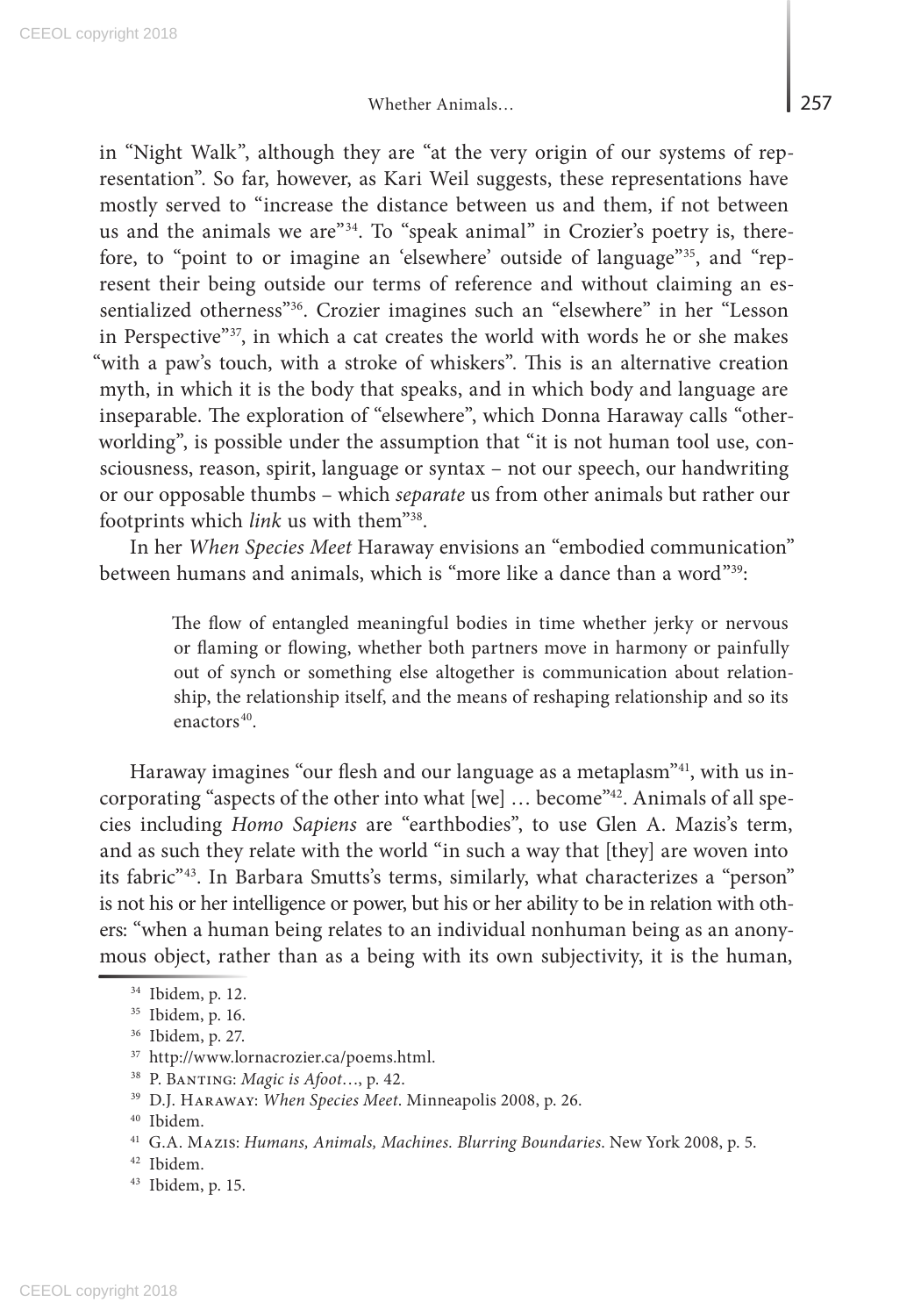in "Night Walk", although they are "at the very origin of our systems of representation". So far, however, as Kari Weil suggests, these representations have mostly served to "increase the distance between us and them, if not between us and the animals we are"[34]. To "speak animal" in Crozier's poetry is, therefore, to "point to or imagine an 'elsewhere' outside of language"[35], and "represent their being outside our terms of reference and without claiming an essentialized otherness"[36]. Crozier imagines such an "elsewhere" in her "Lesson in Perspective"[37], in which a cat creates the world with words he or she makes "with a paw's touch, with a stroke of whiskers". This is an alternative creation myth, in which it is the body that speaks, and in which body and language are inseparable. The exploration of "elsewhere", which Donna Haraway calls "otherworlding", is possible under the assumption that "it is not human tool use, consciousness, reason, spirit, language or syntax – not our speech, our handwriting or our opposable thumbs – which *separate* us from other animals but rather our footprints which *link* us with them"[38].

In her *When Species Meet* Haraway envisions an "embodied communication" between humans and animals, which is "more like a dance than a word"[39]:

> The flow of entangled meaningful bodies in time whether jerky or nervous or flaming or flowing, whether both partners move in harmony or painfully out of synch or something else altogether is communication about relationship, the relationship itself, and the means of reshaping relationship and so its enactors[40].

Haraway imagines "our flesh and our language as a metaplasm"[41], with us incorporating "aspects of the other into what [we] … become"[42]. Animals of all species including *Homo Sapiens* are "earthbodies", to use Glen A. Mazis's term, and as such they relate with the world "in such a way that [they] are woven into its fabric"[43]. In Barbara Smutts's terms, similarly, what characterizes a "person" is not his or her intelligence or power, but his or her ability to be in relation with others: "when a human being relates to an individual nonhuman being as an anonymous object, rather than as a being with its own subjectivity, it is the human,

---

[34] Ibidem, p. 12.

[35] Ibidem, p. 16.

[36] Ibidem, p. 27.

[37] http://www.lornacrozier.ca/poems.html.

[38] P. Banting: *Magic is Afoot*…, p. 42.

[39] D.J. Haraway: *When Species Meet*. Minneapolis 2008, p. 26.

[40] Ibidem.

[41] G.A. Mazis: *Humans, Animals, Machines. Blurring Boundaries*. New York 2008, p. 5.

[42] Ibidem.

[43] Ibidem, p. 15.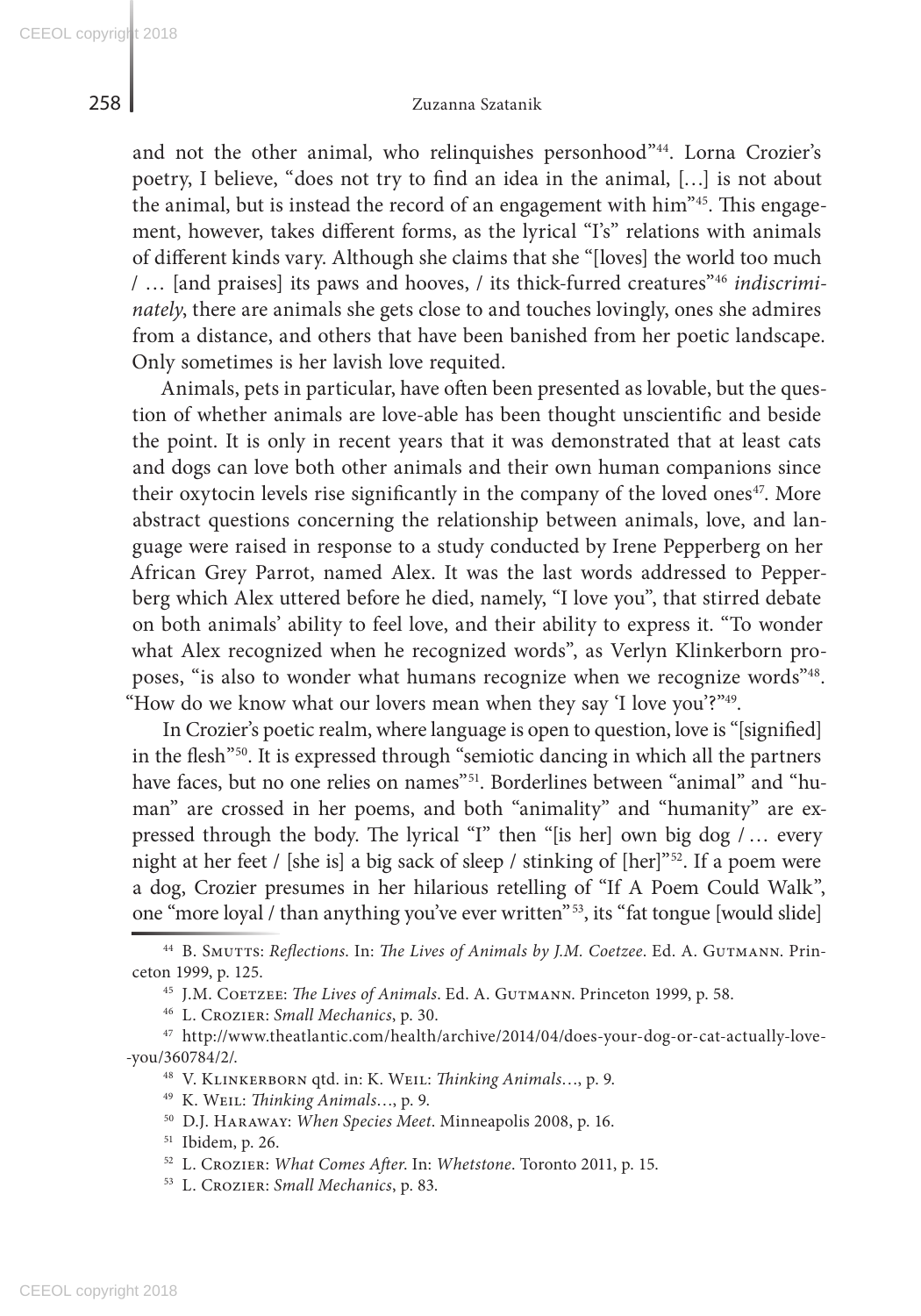and not the other animal, who relinquishes personhood"[44]. Lorna Crozier's poetry, I believe, "does not try to find an idea in the animal, […] is not about the animal, but is instead the record of an engagement with him"[45]. This engagement, however, takes different forms, as the lyrical "I's" relations with animals of different kinds vary. Although she claims that she "[loves] the world too much / … [and praises] its paws and hooves, / its thick-furred creatures"[46] *indiscriminately*, there are animals she gets close to and touches lovingly, ones she admires from a distance, and others that have been banished from her poetic landscape. Only sometimes is her lavish love requited.

Animals, pets in particular, have often been presented as lovable, but the question of whether animals are love-able has been thought unscientific and beside the point. It is only in recent years that it was demonstrated that at least cats and dogs can love both other animals and their own human companions since their oxytocin levels rise significantly in the company of the loved ones[47]. More abstract questions concerning the relationship between animals, love, and language were raised in response to a study conducted by Irene Pepperberg on her African Grey Parrot, named Alex. It was the last words addressed to Pepperberg which Alex uttered before he died, namely, "I love you", that stirred debate on both animals' ability to feel love, and their ability to express it. "To wonder what Alex recognized when he recognized words", as Verlyn Klinkerborn proposes, "is also to wonder what humans recognize when we recognize words"[48]. "How do we know what our lovers mean when they say 'I love you'?"[49].

In Crozier's poetic realm, where language is open to question, love is "[signified] in the flesh"[50]. It is expressed through "semiotic dancing in which all the partners have faces, but no one relies on names"[51]. Borderlines between "animal" and "human" are crossed in her poems, and both "animality" and "humanity" are expressed through the body. The lyrical "I" then "[is her] own big dog / … every night at her feet / [she is] a big sack of sleep / stinking of [her]"[52]. If a poem were a dog, Crozier presumes in her hilarious retelling of "If A Poem Could Walk", one "more loyal / than anything you've ever written"[53], its "fat tongue [would slide]

---

[44] B. Smutts: *Reflections*. In: *The Lives of Animals by J.M. Coetzee*. Ed. A. Gutmann. Princeton 1999, p. 125.

[45] J.M. Coetzee: *The Lives of Animals*. Ed. A. Gutmann. Princeton 1999, p. 58.

[46] L. Crozier: *Small Mechanics*, p. 30.

[47] http://www.theatlantic.com/health/archive/2014/04/does-your-dog-or-cat-actually-love--you/360784/2/.

[48] V. Klinkerborn qtd. in: K. Weil: *Thinking Animals*…, p. 9.

[49] K. Weil: *Thinking Animals*…, p. 9.

[50] D.J. Haraway: *When Species Meet*. Minneapolis 2008, p. 16.

[51] Ibidem, p. 26.

[52] L. Crozier: *What Comes After*. In: *Whetstone*. Toronto 2011, p. 15.

[53] L. Crozier: *Small Mechanics*, p. 83.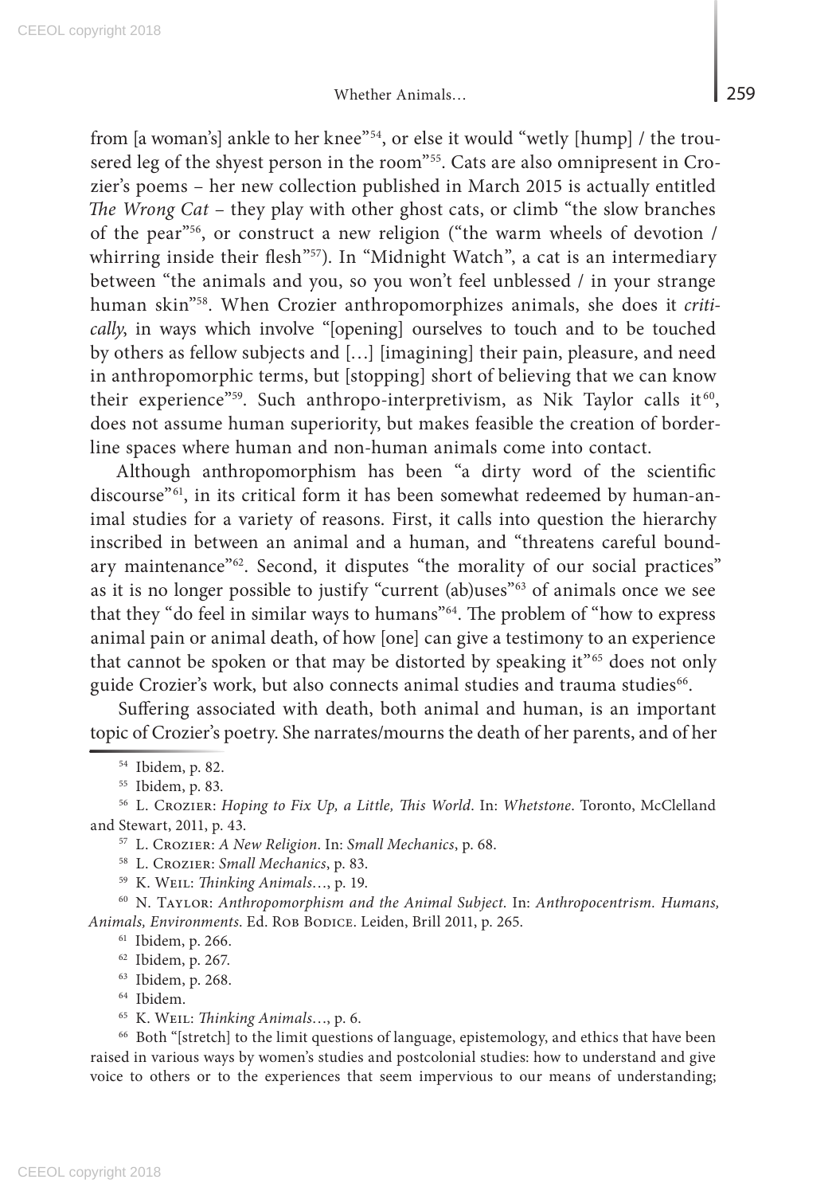from [a woman's] ankle to her knee"[54], or else it would "wetly [hump] / the trousered leg of the shyest person in the room"[55]. Cats are also omnipresent in Crozier's poems – her new collection published in March 2015 is actually entitled *The Wrong Cat* – they play with other ghost cats, or climb "the slow branches of the pear"[56], or construct a new religion ("the warm wheels of devotion / whirring inside their flesh"[57]). In "Midnight Watch", a cat is an intermediary between "the animals and you, so you won't feel unblessed / in your strange human skin"[58]. When Crozier anthropomorphizes animals, she does it *critically*, in ways which involve "[opening] ourselves to touch and to be touched by others as fellow subjects and […] [imagining] their pain, pleasure, and need in anthropomorphic terms, but [stopping] short of believing that we can know their experience"[59]. Such anthropo-interpretivism, as Nik Taylor calls it[60], does not assume human superiority, but makes feasible the creation of borderline spaces where human and non-human animals come into contact.

Although anthropomorphism has been "a dirty word of the scientific discourse"[61], in its critical form it has been somewhat redeemed by human-animal studies for a variety of reasons. First, it calls into question the hierarchy inscribed in between an animal and a human, and "threatens careful boundary maintenance"[62]. Second, it disputes "the morality of our social practices" as it is no longer possible to justify "current (ab)uses"[63] of animals once we see that they "do feel in similar ways to humans"[64]. The problem of "how to express animal pain or animal death, of how [one] can give a testimony to an experience that cannot be spoken or that may be distorted by speaking it"[65] does not only guide Crozier's work, but also connects animal studies and trauma studies[66].

Suffering associated with death, both animal and human, is an important topic of Crozier's poetry. She narrates/mourns the death of her parents, and of her

---

[54] Ibidem, p. 82.

[55] Ibidem, p. 83.

[56] L. Crozier: *Hoping to Fix Up, a Little, This World*. In: *Whetstone*. Toronto, McClelland and Stewart, 2011, p. 43.

[57] L. Crozier: *A New Religion*. In: *Small Mechanics*, p. 68.

[58] L. Crozier: *Small Mechanics*, p. 83.

[59] K. Weil: *Thinking Animals*…, p. 19.

[60] N. Taylor: *Anthropomorphism and the Animal Subject*. In: *Anthropocentrism. Humans, Animals, Environments*. Ed. Rob Bodice. Leiden, Brill 2011, p. 265.

[61] Ibidem, p. 266.

[62] Ibidem, p. 267.

[63] Ibidem, p. 268.

[64] Ibidem.

[65] K. Weil: *Thinking Animals*…, p. 6.

[66] Both "[stretch] to the limit questions of language, epistemology, and ethics that have been raised in various ways by women's studies and postcolonial studies: how to understand and give voice to others or to the experiences that seem impervious to our means of understanding;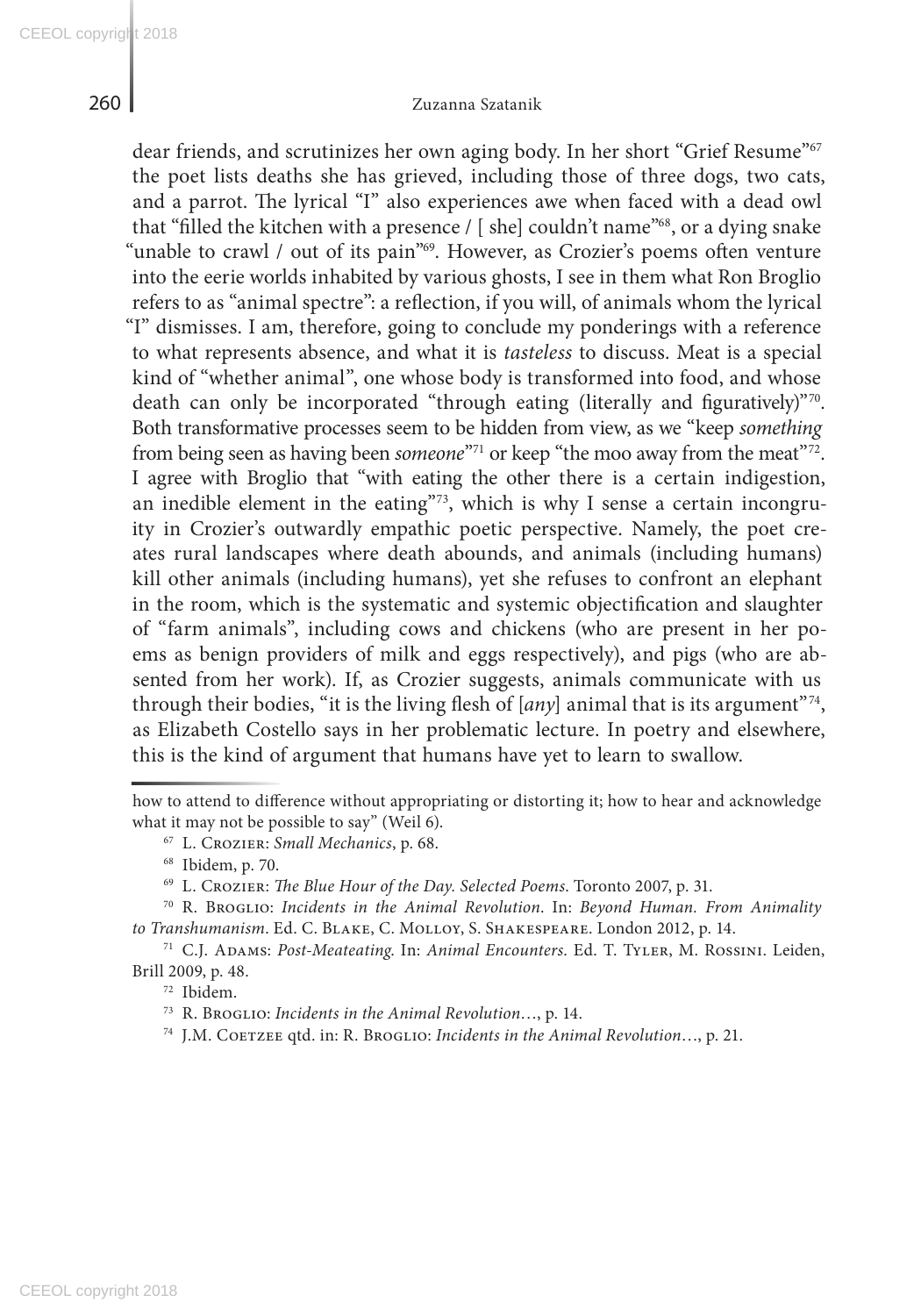dear friends, and scrutinizes her own aging body. In her short "Grief Resume"[67] the poet lists deaths she has grieved, including those of three dogs, two cats, and a parrot. The lyrical "I" also experiences awe when faced with a dead owl that "filled the kitchen with a presence / [ she] couldn't name"[68], or a dying snake "unable to crawl / out of its pain"[69]. However, as Crozier's poems often venture into the eerie worlds inhabited by various ghosts, I see in them what Ron Broglio refers to as "animal spectre": a reflection, if you will, of animals whom the lyrical "I" dismisses. I am, therefore, going to conclude my ponderings with a reference to what represents absence, and what it is *tasteless* to discuss. Meat is a special kind of "whether animal", one whose body is transformed into food, and whose death can only be incorporated "through eating (literally and figuratively)"[70]. Both transformative processes seem to be hidden from view, as we "keep *something* from being seen as having been *someone*"[71] or keep "the moo away from the meat"[72]. I agree with Broglio that "with eating the other there is a certain indigestion, an inedible element in the eating"[73], which is why I sense a certain incongruity in Crozier's outwardly empathic poetic perspective. Namely, the poet creates rural landscapes where death abounds, and animals (including humans) kill other animals (including humans), yet she refuses to confront an elephant in the room, which is the systematic and systemic objectification and slaughter of "farm animals", including cows and chickens (who are present in her poems as benign providers of milk and eggs respectively), and pigs (who are absented from her work). If, as Crozier suggests, animals communicate with us through their bodies, "it is the living flesh of [*any*] animal that is its argument"[74], as Elizabeth Costello says in her problematic lecture. In poetry and elsewhere, this is the kind of argument that humans have yet to learn to swallow.

---

how to attend to difference without appropriating or distorting it; how to hear and acknowledge what it may not be possible to say" (Weil 6).

[67] L. Crozier: *Small Mechanics*, p. 68.

[68] Ibidem, p. 70.

[69] L. Crozier: *The Blue Hour of the Day. Selected Poems*. Toronto 2007, p. 31.

[70] R. Broglio: *Incidents in the Animal Revolution*. In: *Beyond Human. From Animality to Transhumanism*. Ed. C. Blake, C. Molloy, S. Shakespeare. London 2012, p. 14.

[71] C.J. Adams: *Post-Meateating*. In: *Animal Encounters*. Ed. T. Tyler, M. Rossini. Leiden, Brill 2009, p. 48.

[72] Ibidem.

[73] R. Broglio: *Incidents in the Animal Revolution*…, p. 14.

[74] J.M. Coetzee qtd. in: R. Broglio: *Incidents in the Animal Revolution*…, p. 21.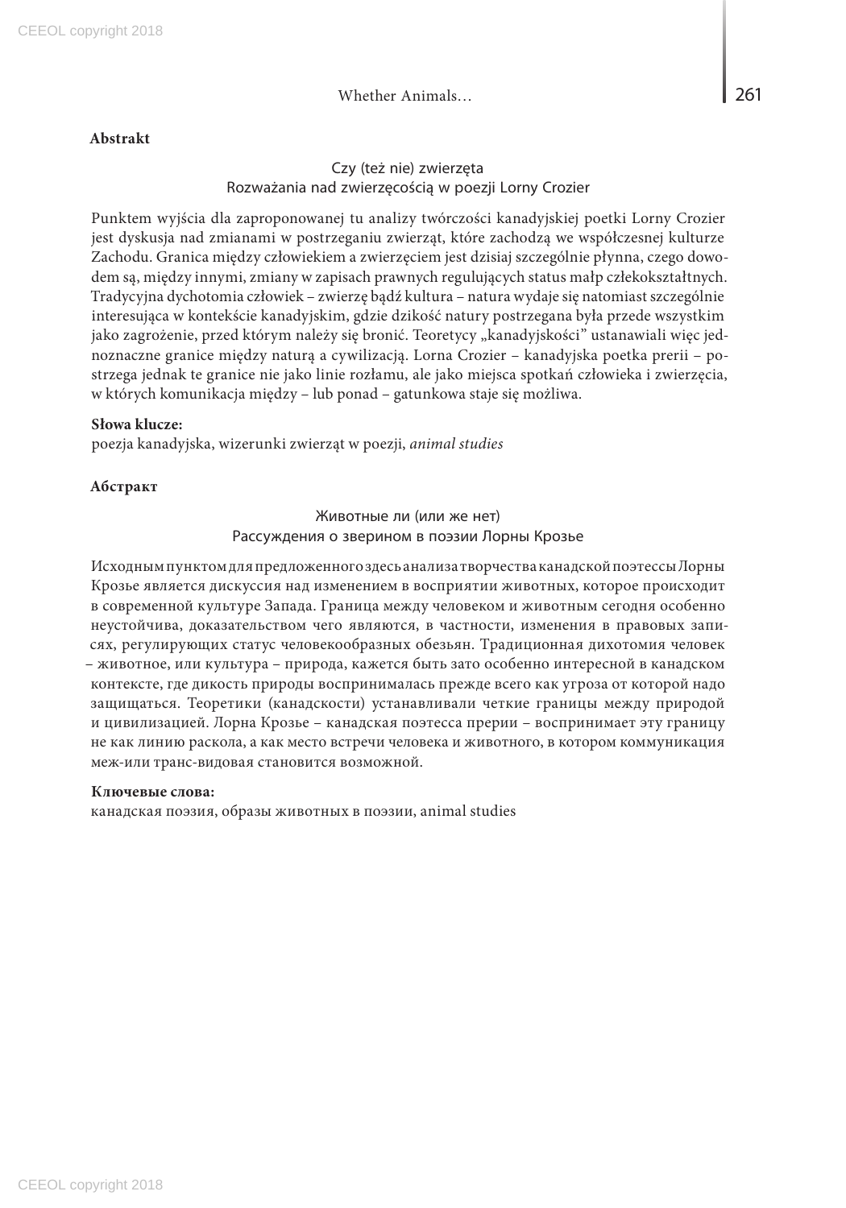**Abstrakt**

Czy (też nie) zwierzęta
Rozważania nad zwierzęcością w poezji Lorny Crozier

Punktem wyjścia dla zaproponowanej tu analizy twórczości kanadyjskiej poetki Lorny Crozier jest dyskusja nad zmianami w postrzeganiu zwierząt, które zachodzą we współczesnej kulturze Zachodu. Granica między człowiekiem a zwierzęciem jest dzisiaj szczególnie płynna, czego dowodem są, między innymi, zmiany w zapisach prawnych regulujących status małp człekokształtnych. Tradycyjna dychotomia człowiek – zwierzę bądź kultura – natura wydaje się natomiast szczególnie interesująca w kontekście kanadyjskim, gdzie dzikość natury postrzegana była przede wszystkim jako zagrożenie, przed którym należy się bronić. Teoretycy „kanadyjskości" ustanawiali więc jednoznaczne granice między naturą a cywilizacją. Lorna Crozier – kanadyjska poetka prerii – postrzega jednak te granice nie jako linie rozłamu, ale jako miejsca spotkań człowieka i zwierzęcia, w których komunikacja między – lub ponad – gatunkowa staje się możliwa.

**Słowa klucze:**
poezja kanadyjska, wizerunki zwierząt w poezji, *animal studies*

**Абстракт**

Животные ли (или же нет)
Рассуждения о зверином в поэзии Лорны Крозье

Исходным пунктом для предложенного здесь анализа творчества канадской поэтессы Лорны Крозье является дискуссия над изменением в восприятии животных, которое происходит в современной культуре Запада. Граница между человеком и животным сегодня особенно неустойчива, доказательством чего являются, в частности, изменения в правовых записях, регулирующих статус человекообразных обезьян. Традиционная дихотомия человек – животное, или культура – природа, кажется быть зато особенно интересной в канадском контексте, где дикость природы воспринималась прежде всего как угроза от которой надо защищаться. Теоретики (канадскости) устанавливали четкие границы между природой и цивилизацией. Лорна Крозье – канадская поэтесса прерии – воспринимает эту границу не как линию раскола, а как место встречи человека и животного, в котором коммуникация меж-или транс-видовая становится возможной.

**Ключевые слова:**
канадская поэзия, образы животных в поэзии, animal studies